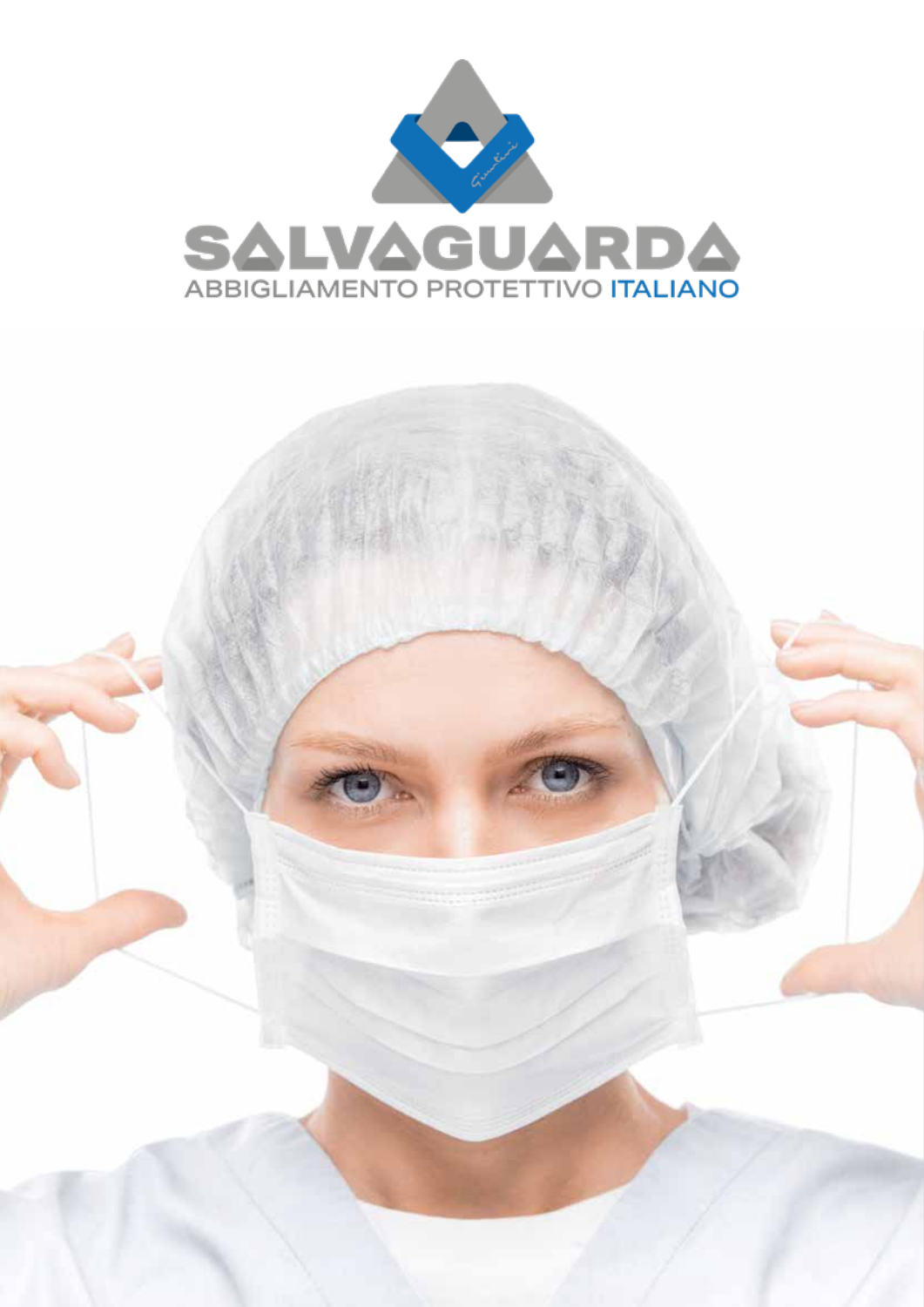# SALVAGUARDA

ABBIGLIAMENTO PROTETTIVO ITALIANO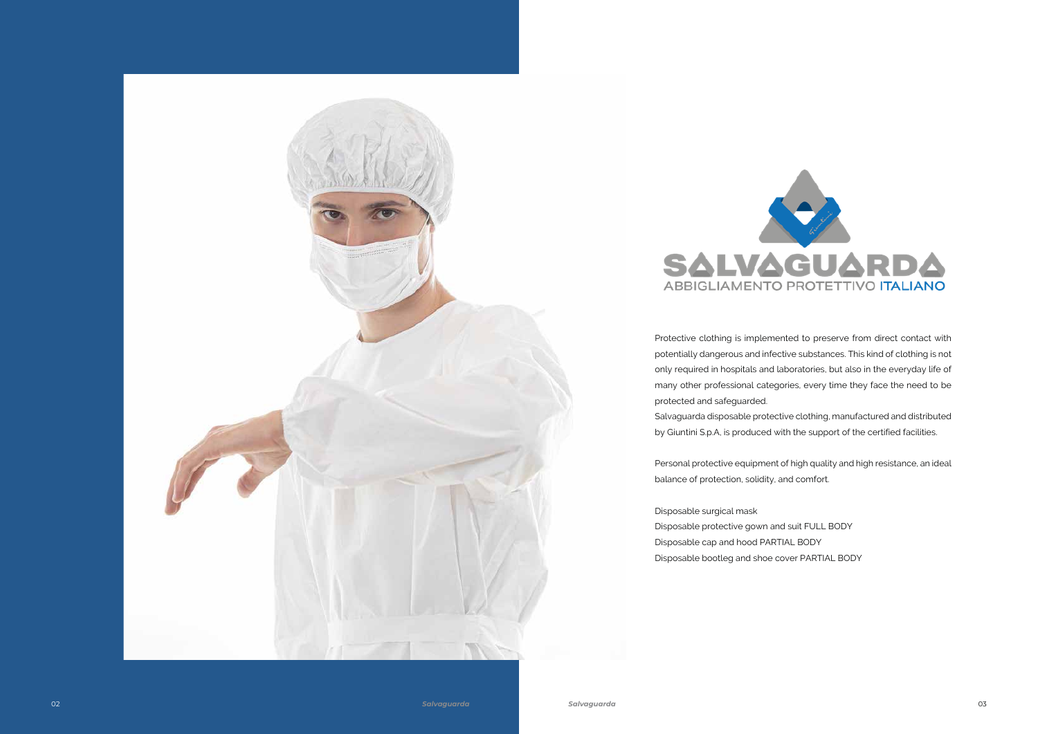# SALVAGUARDA

ABBIGLIAMENTO PROTETTIVO ITALIANO

Protective clothing is implemented to preserve from direct contact with potentially dangerous and infective substances. This kind of clothing is not only required in hospitals and laboratories, but also in the everyday life of many other professional categories, every time they face the need to be protected and safeguarded.

Salvaguarda disposable protective clothing, manufactured and distributed by Giuntini S.p.A., is produced with the support of the certified facilities.

Personal protective equipment of high quality and high resistance, an ideal balance of protection, solidity, and comfort.

Disposable surgical mask
Disposable protective gown and suit FULL BODY
Disposable cap and hood PARTIAL BODY
Disposable bootleg and shoe cover PARTIAL BODY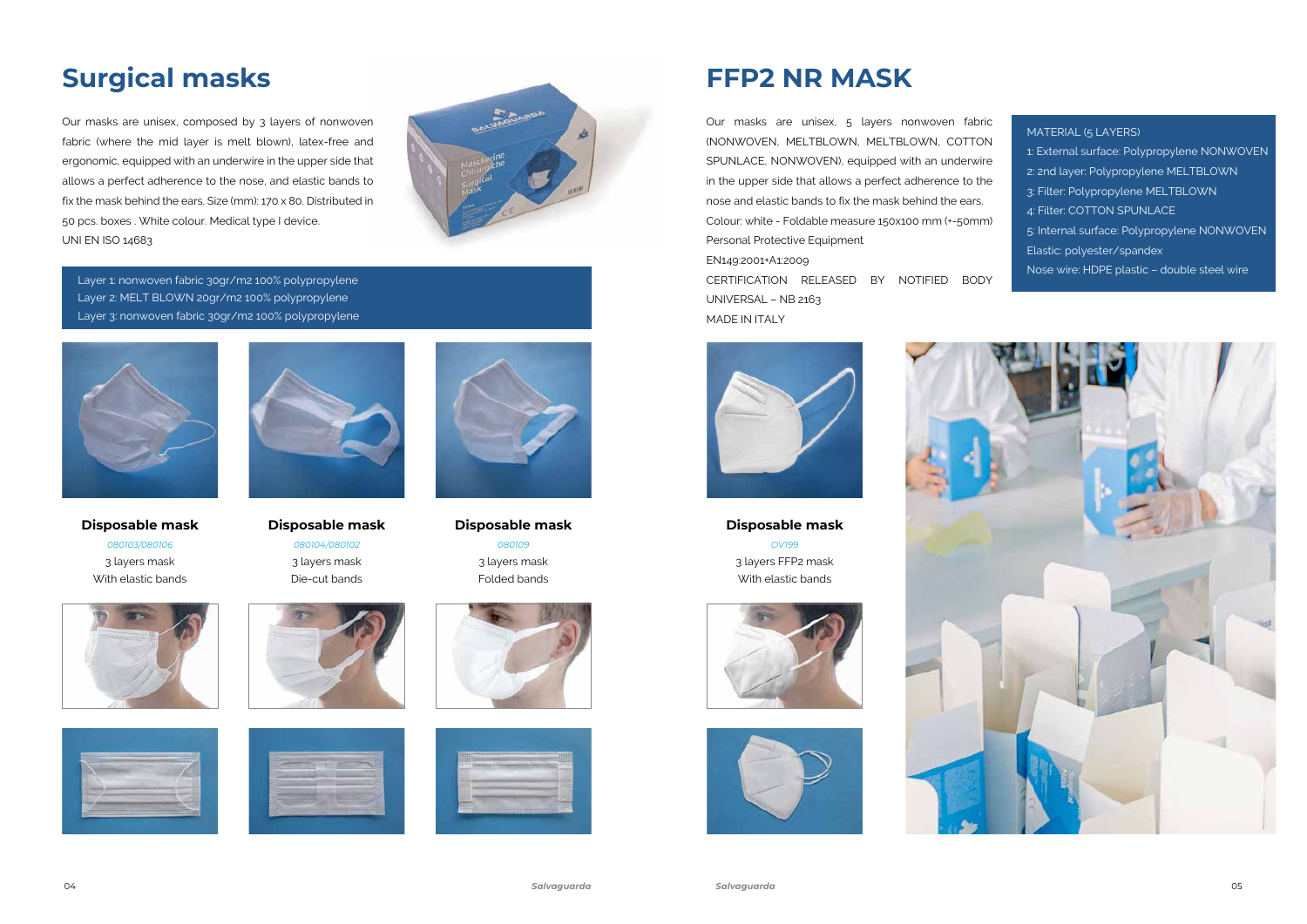# Surgical masks

Our masks are unisex, composed by 3 layers of nonwoven fabric (where the mid layer is melt blown), latex-free and ergonomic, equipped with an underwire in the upper side that allows a perfect adherence to the nose, and elastic bands to fix the mask behind the ears. Size (mm): 170 x 80. Distributed in 50 pcs. boxes . White colour. Medical type I device.
UNI EN ISO 14683

Layer 1: nonwoven fabric 30gr/m2 100% polypropylene
Layer 2: MELT BLOWN 20gr/m2 100% polypropylene
Layer 3: nonwoven fabric 30gr/m2 100% polypropylene

**Disposable mask**
*080103/080106*
3 layers mask
With elastic bands

**Disposable mask**
*080104/080102*
3 layers mask
Die-cut bands

**Disposable mask**
*080109*
3 layers mask
Folded bands

# FFP2 NR MASK

Our masks are unisex, 5 layers nonwoven fabric (NONWOVEN, MELTBLOWN, MELTBLOWN, COTTON SPUNLACE, NONWOVEN), equipped with an underwire in the upper side that allows a perfect adherence to the nose and elastic bands to fix the mask behind the ears.
Colour: white - Foldable measure 150x100 mm (+-50mm)
Personal Protective Equipment
EN149:2001+A1:2009
CERTIFICATION RELEASED BY NOTIFIED BODY UNIVERSAL – NB 2163
MADE IN ITALY

MATERIAL (5 LAYERS)
1: External surface: Polyproplene NONWOVEN
2: 2nd layer: Polypropylene MELTBLOWN
3: Filter: Polypropylene MELTBLOWN
4: Filter: COTTON SPUNLACE
5: Internal surface: Polypropylene NONWOVEN
Elastic: polyester/spandex
Nose wire: HDPE plastic – double steel wire

**Disposable mask**
*OV199*
3 layers FFP2 mask
With elastic bands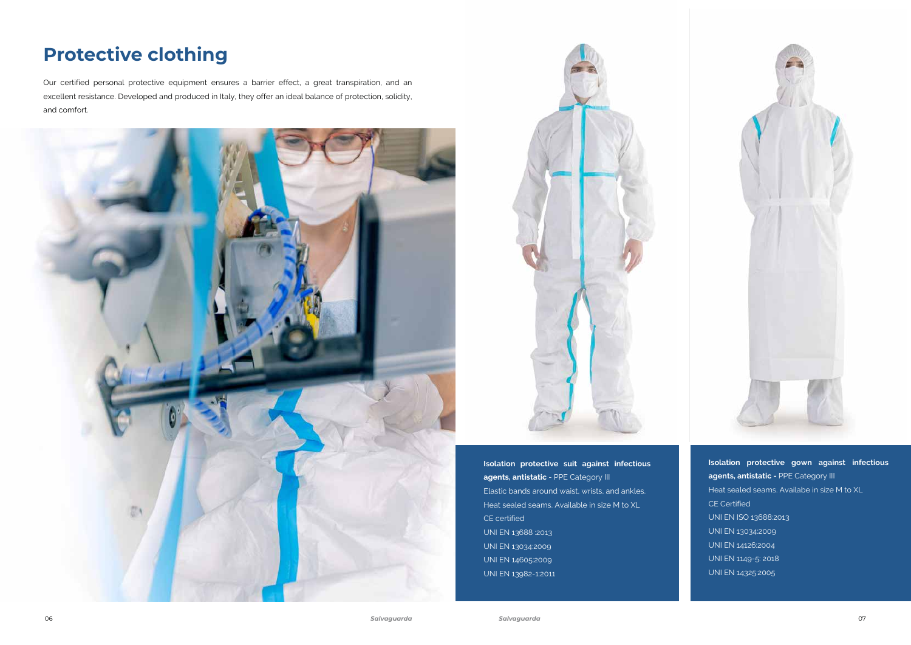# Protective clothing

Our certified personal protective equipment ensures a barrier effect, a great transpiration, and an excellent resistance. Developed and produced in Italy, they offer an ideal balance of protection, solidity, and comfort.

**Isolation protective suit against infectious agents, antistatic** - PPE Category III

Elastic bands around waist, wrists, and ankles.

Heat sealed seams. Available in size M to XL

CE certified

UNI EN 13688 :2013

UNI EN 13034:2009

UNI EN 14605:2009

UNI EN 13982-1:2011

**Isolation protective gown against infectious agents, antistatic -** PPE Category III

Heat sealed seams. Availabe in size M to XL

CE Certified

UNI EN ISO 13688:2013

UNI EN 13034:2009

UNI EN 14126:2004

UNI EN 1149-5: 2018

UNI EN 14325:2005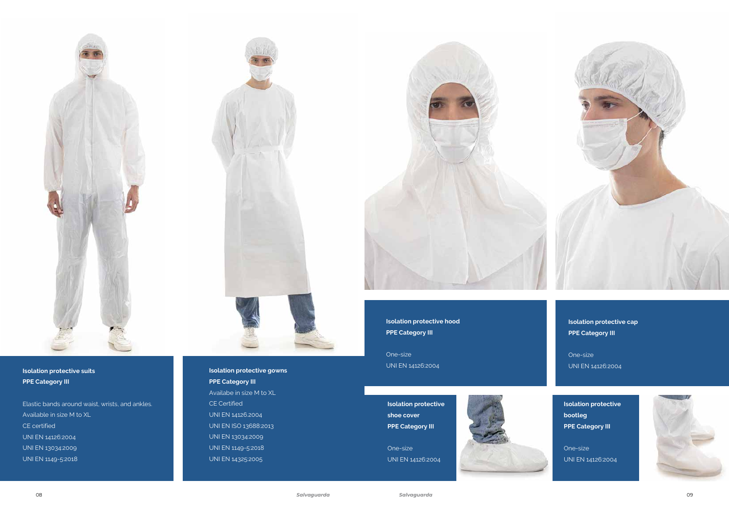**Isolation protective suits**
**PPE Category III**

Elastic bands around waist, wrists, and ankles.
Available in size M to XL
CE certified
UNI EN 14126:2004
UNI EN 13034:2009
UNI EN 1149-5:2018

**Isolation protective gowns**
**PPE Category III**
Availabe in size M to XL
CE Certified
UNI EN 14126.2004
UNI EN ISO 13688:2013
UNI EN 13034:2009
UNI EN 1149-5:2018
UNI EN 14325:2005

**Isolation protective hood**
**PPE Category III**

One-size
UNI EN 14126:2004

**Isolation protective cap**
**PPE Category III**

One-size
UNI EN 14126:2004

**Isolation protective shoe cover**
**PPE Category III**

One-size
UNI EN 14126:2004

**Isolation protective bootleg**
**PPE Category III**

One-size
UNI EN 14126:2004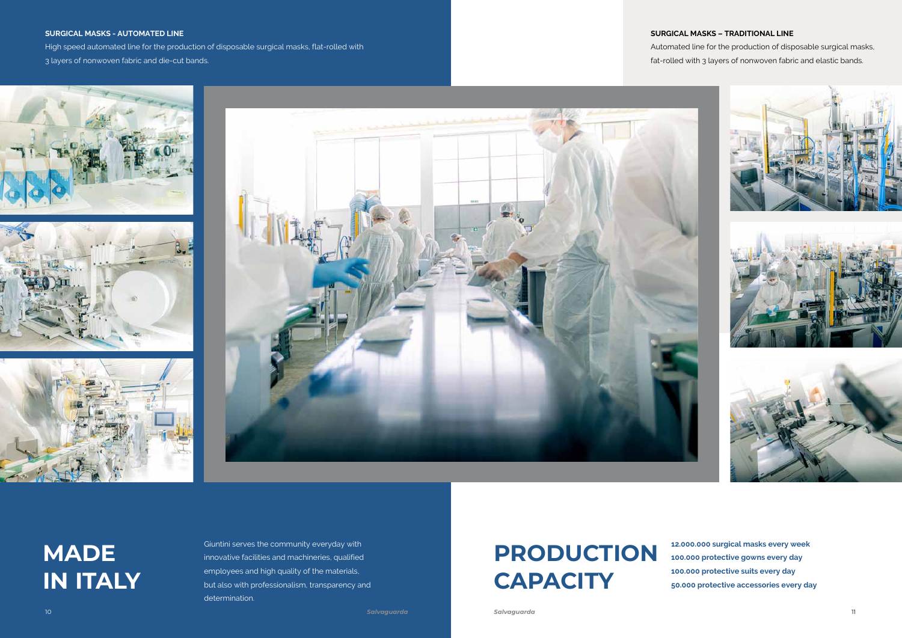**SURGICAL MASKS - AUTOMATED LINE**

High speed automated line for the production of disposable surgical masks, flat-rolled with 3 layers of nonwoven fabric and die-cut bands.

**SURGICAL MASKS – TRADITIONAL LINE**

Automated line for the production of disposable surgical masks, fat-rolled with 3 layers of nonwoven fabric and elastic bands.

# MADE IN ITALY

Giuntini serves the community everyday with innovative facilities and machineries, qualified employees and high quality of the materials, but also with professionalism, transparency and determination.

# PRODUCTION CAPACITY

**12.000.000 surgical masks every week**
**100.000 protective gowns every day**
**100.000 protective suits every day**
**50.000 protective accessories every day**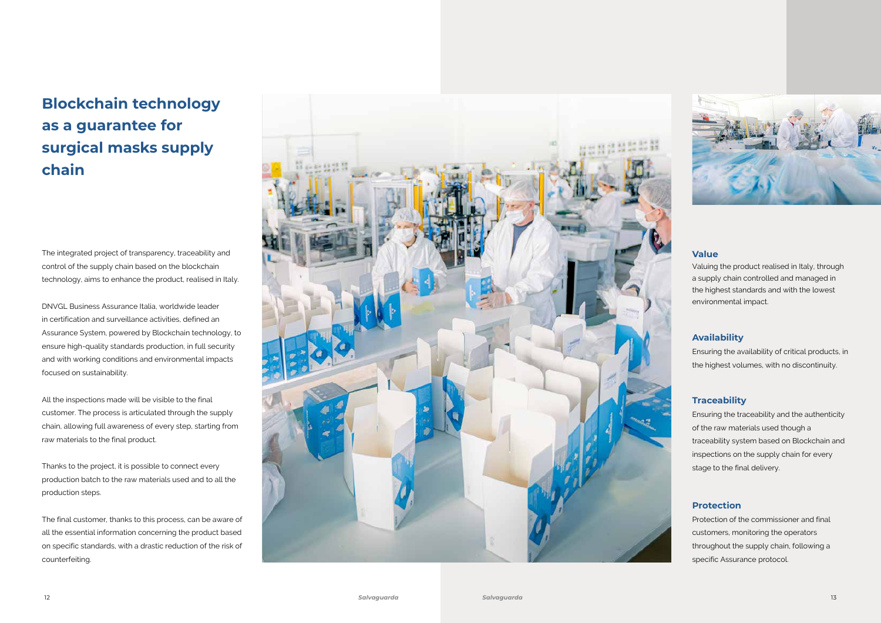# Blockchain technology as a guarantee for surgical masks supply chain

The integrated project of transparency, traceability and control of the supply chain based on the blockchain technology, aims to enhance the product, realised in Italy.

DNVGL Business Assurance Italia, worldwide leader in certification and surveillance activities, defined an Assurance System, powered by Blockchain technology, to ensure high-quality standards production, in full security and with working conditions and environmental impacts focused on sustainability.

All the inspections made will be visible to the final customer. The process is articulated through the supply chain, allowing full awareness of every step, starting from raw materials to the final product.

Thanks to the project, it is possible to connect every production batch to the raw materials used and to all the production steps.

The final customer, thanks to this process, can be aware of all the essential information concerning the product based on specific standards, with a drastic reduction of the risk of counterfeiting.

### Value

Valuing the product realised in Italy, through a supply chain controlled and managed in the highest standards and with the lowest environmental impact.

### Availability

Ensuring the availability of critical products, in the highest volumes, with no discontinuity.

### Traceability

Ensuring the traceability and the authenticity of the raw materials used though a traceability system based on Blockchain and inspections on the supply chain for every stage to the final delivery.

### Protection

Protection of the commissioner and final customers, monitoring the operators throughout the supply chain, following a specific Assurance protocol.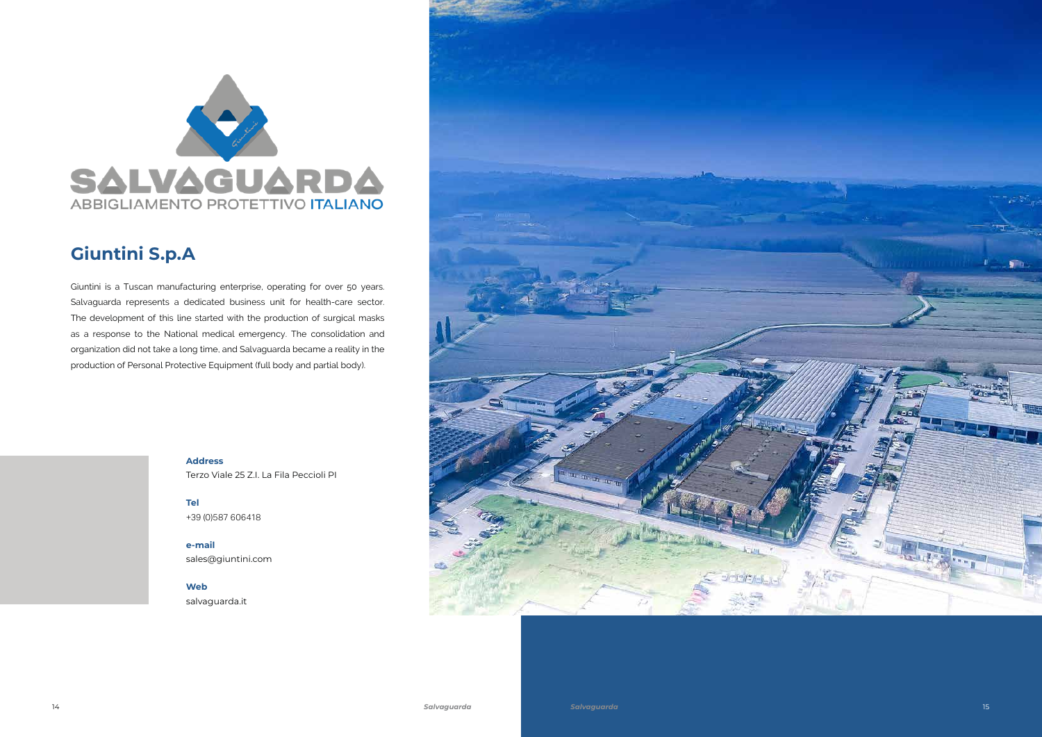SALVAGUARDA

ABBIGLIAMENTO PROTETTIVO ITALIANO

## Giuntini S.p.A

Giuntini is a Tuscan manufacturing enterprise, operating for over 50 years. Salvaguarda represents a dedicated business unit for health-care sector. The development of this line started with the production of surgical masks as a response to the National medical emergency. The consolidation and organization did not take a long time, and Salvaguarda became a reality in the production of Personal Protective Equipment (full body and partial body).

**Address**
Terzo Viale 25 Z.I. La Fila Peccioli PI

**Tel**
+39 (0)587 606418

**e-mail**
sales@giuntini.com

**Web**
salvaguarda.it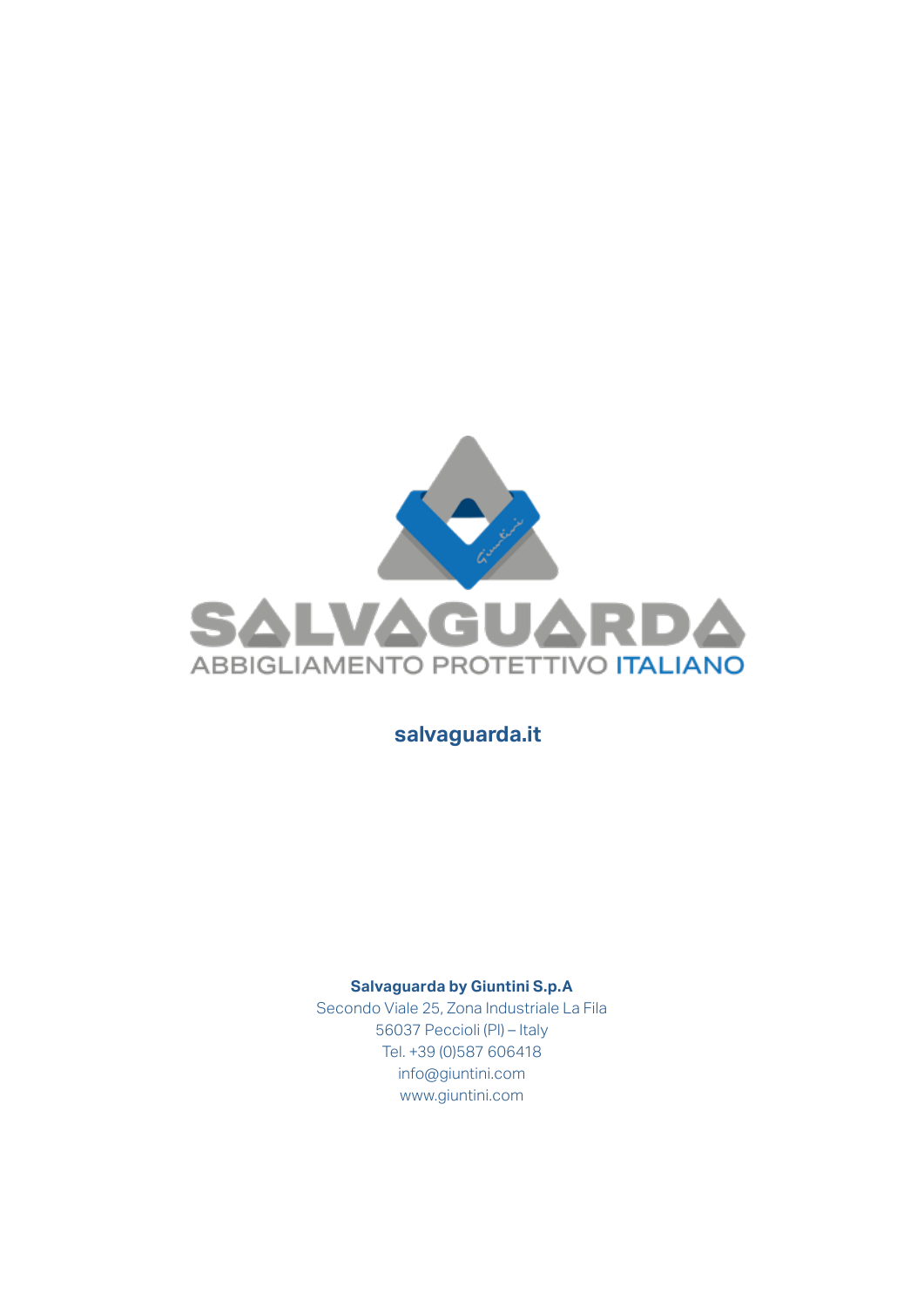SALVAGUARDA

ABBIGLIAMENTO PROTETTIVO ITALIANO

**salvaguarda.it**

**Salvaguarda by Giuntini S.p.A**

Secondo Viale 25, Zona Industriale La Fila

56037 Peccioli (PI) – Italy

Tel. +39 (0)587 606418

info@giuntini.com

www.giuntini.com